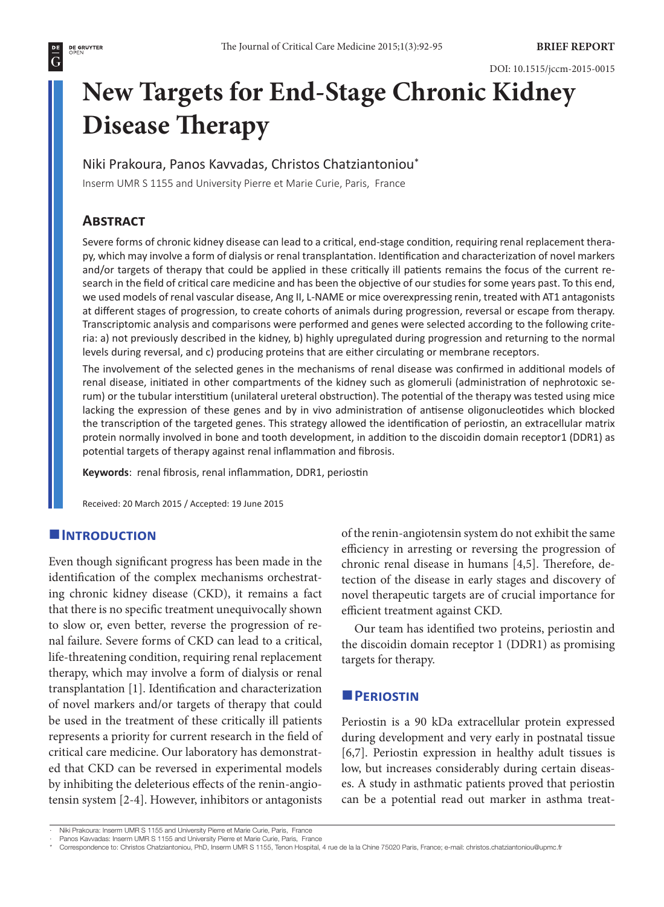BRIEF REPORT

DOI: 10.1515/jccm-2015-0015

# New Targets for End-Stage Chronic Kidney Disease Therapy

Niki Prakoura, Panos Kavvadas, Christos Chatziantoniou*

Inserm UMR S 1155 and University Pierre et Marie Curie, Paris, France

## Abstract

Severe forms of chronic kidney disease can lead to a critical, end-stage condition, requiring renal replacement therapy, which may involve a form of dialysis or renal transplantation. Identification and characterization of novel markers and/or targets of therapy that could be applied in these critically ill patients remains the focus of the current research in the field of critical care medicine and has been the objective of our studies for some years past. To this end, we used models of renal vascular disease, Ang II, L-NAME or mice overexpressing renin, treated with AT1 antagonists at different stages of progression, to create cohorts of animals during progression, reversal or escape from therapy. Transcriptomic analysis and comparisons were performed and genes were selected according to the following criteria: a) not previously described in the kidney, b) highly upregulated during progression and returning to the normal levels during reversal, and c) producing proteins that are either circulating or membrane receptors.

The involvement of the selected genes in the mechanisms of renal disease was confirmed in additional models of renal disease, initiated in other compartments of the kidney such as glomeruli (administration of nephrotoxic serum) or the tubular interstitium (unilateral ureteral obstruction). The potential of the therapy was tested using mice lacking the expression of these genes and by in vivo administration of antisense oligonucleotides which blocked the transcription of the targeted genes. This strategy allowed the identification of periostin, an extracellular matrix protein normally involved in bone and tooth development, in addition to the discoidin domain receptor1 (DDR1) as potential targets of therapy against renal inflammation and fibrosis.

**Keywords**: renal fibrosis, renal inflammation, DDR1, periostin

Received: 20 March 2015 / Accepted: 19 June 2015

## Introduction

Even though significant progress has been made in the identification of the complex mechanisms orchestrating chronic kidney disease (CKD), it remains a fact that there is no specific treatment unequivocally shown to slow or, even better, reverse the progression of renal failure. Severe forms of CKD can lead to a critical, life-threatening condition, requiring renal replacement therapy, which may involve a form of dialysis or renal transplantation [1]. Identification and characterization of novel markers and/or targets of therapy that could be used in the treatment of these critically ill patients represents a priority for current research in the field of critical care medicine. Our laboratory has demonstrated that CKD can be reversed in experimental models by inhibiting the deleterious effects of the renin-angiotensin system [2-4]. However, inhibitors or antagonists of the renin-angiotensin system do not exhibit the same efficiency in arresting or reversing the progression of chronic renal disease in humans [4,5]. Therefore, detection of the disease in early stages and discovery of novel therapeutic targets are of crucial importance for efficient treatment against CKD.

Our team has identified two proteins, periostin and the discoidin domain receptor 1 (DDR1) as promising targets for therapy.

## Periostin

Periostin is a 90 kDa extracellular protein expressed during development and very early in postnatal tissue [6,7]. Periostin expression in healthy adult tissues is low, but increases considerably during certain diseases. A study in asthmatic patients proved that periostin can be a potential read out marker in asthma treat-

- Niki Prakoura: Inserm UMR S 1155 and University Pierre et Marie Curie, Paris, France
- Panos Kavvadas: Inserm UMR S 1155 and University Pierre et Marie Curie, Paris, France

\* Correspondence to: Christos Chatziantoniou, PhD, Inserm UMR S 1155, Tenon Hospital, 4 rue de la la Chine 75020 Paris, France; e-mail: christos.chatziantoniou@upmc.fr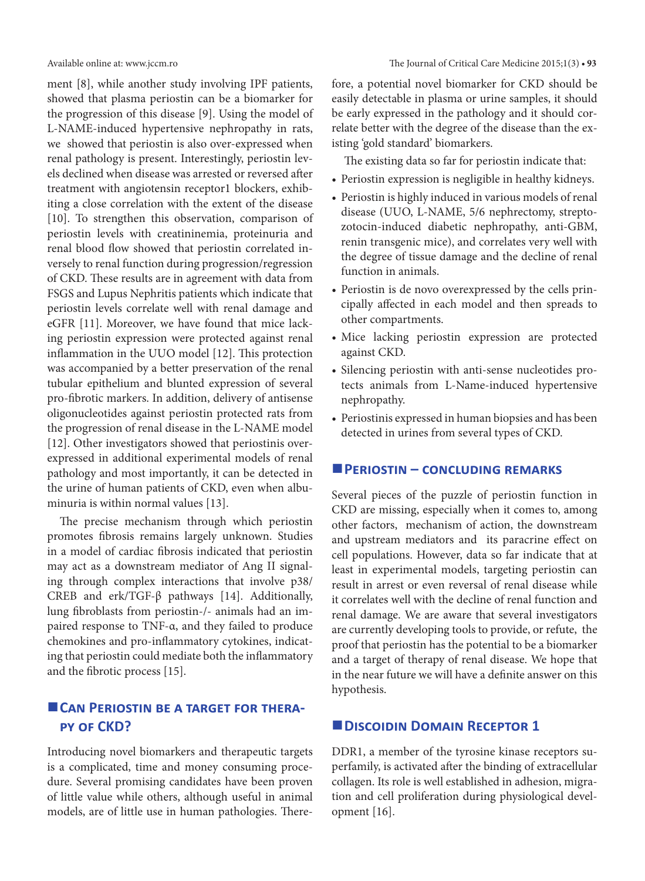ment [8], while another study involving IPF patients, showed that plasma periostin can be a biomarker for the progression of this disease [9]. Using the model of L-NAME-induced hypertensive nephropathy in rats, we showed that periostin is also over-expressed when renal pathology is present. Interestingly, periostin levels declined when disease was arrested or reversed after treatment with angiotensin receptor1 blockers, exhibiting a close correlation with the extent of the disease [10]. To strengthen this observation, comparison of periostin levels with creatininemia, proteinuria and renal blood flow showed that periostin correlated inversely to renal function during progression/regression of CKD. These results are in agreement with data from FSGS and Lupus Nephritis patients which indicate that periostin levels correlate well with renal damage and eGFR [11]. Moreover, we have found that mice lacking periostin expression were protected against renal inflammation in the UUO model [12]. This protection was accompanied by a better preservation of the renal tubular epithelium and blunted expression of several pro-fibrotic markers. In addition, delivery of antisense oligonucleotides against periostin protected rats from the progression of renal disease in the L-NAME model [12]. Other investigators showed that periostinis over-expressed in additional experimental models of renal pathology and most importantly, it can be detected in the urine of human patients of CKD, even when albuminuria is within normal values [13].

The precise mechanism through which periostin promotes fibrosis remains largely unknown. Studies in a model of cardiac fibrosis indicated that periostin may act as a downstream mediator of Ang II signaling through complex interactions that involve p38/CREB and erk/TGF-β pathways [14]. Additionally, lung fibroblasts from periostin-/- animals had an impaired response to TNF-α, and they failed to produce chemokines and pro-inflammatory cytokines, indicating that periostin could mediate both the inflammatory and the fibrotic process [15].

## Can Periostin be a target for therapy of CKD?

Introducing novel biomarkers and therapeutic targets is a complicated, time and money consuming procedure. Several promising candidates have been proven of little value while others, although useful in animal models, are of little use in human pathologies. Therefore, a potential novel biomarker for CKD should be easily detectable in plasma or urine samples, it should be early expressed in the pathology and it should correlate better with the degree of the disease than the existing 'gold standard' biomarkers.

The existing data so far for periostin indicate that:

- Periostin expression is negligible in healthy kidneys.
- Periostin is highly induced in various models of renal disease (UUO, L-NAME, 5/6 nephrectomy, streptozotocin-induced diabetic nephropathy, anti-GBM, renin transgenic mice), and correlates very well with the degree of tissue damage and the decline of renal function in animals.
- Periostin is de novo overexpressed by the cells principally affected in each model and then spreads to other compartments.
- Mice lacking periostin expression are protected against CKD.
- Silencing periostin with anti-sense nucleotides protects animals from L-Name-induced hypertensive nephropathy.
- Periostinis expressed in human biopsies and has been detected in urines from several types of CKD.

## Periostin – concluding remarks

Several pieces of the puzzle of periostin function in CKD are missing, especially when it comes to, among other factors, mechanism of action, the downstream and upstream mediators and its paracrine effect on cell populations. However, data so far indicate that at least in experimental models, targeting periostin can result in arrest or even reversal of renal disease while it correlates well with the decline of renal function and renal damage. We are aware that several investigators are currently developing tools to provide, or refute, the proof that periostin has the potential to be a biomarker and a target of therapy of renal disease. We hope that in the near future we will have a definite answer on this hypothesis.

## Discoidin Domain Receptor 1

DDR1, a member of the tyrosine kinase receptors superfamily, is activated after the binding of extracellular collagen. Its role is well established in adhesion, migration and cell proliferation during physiological development [16].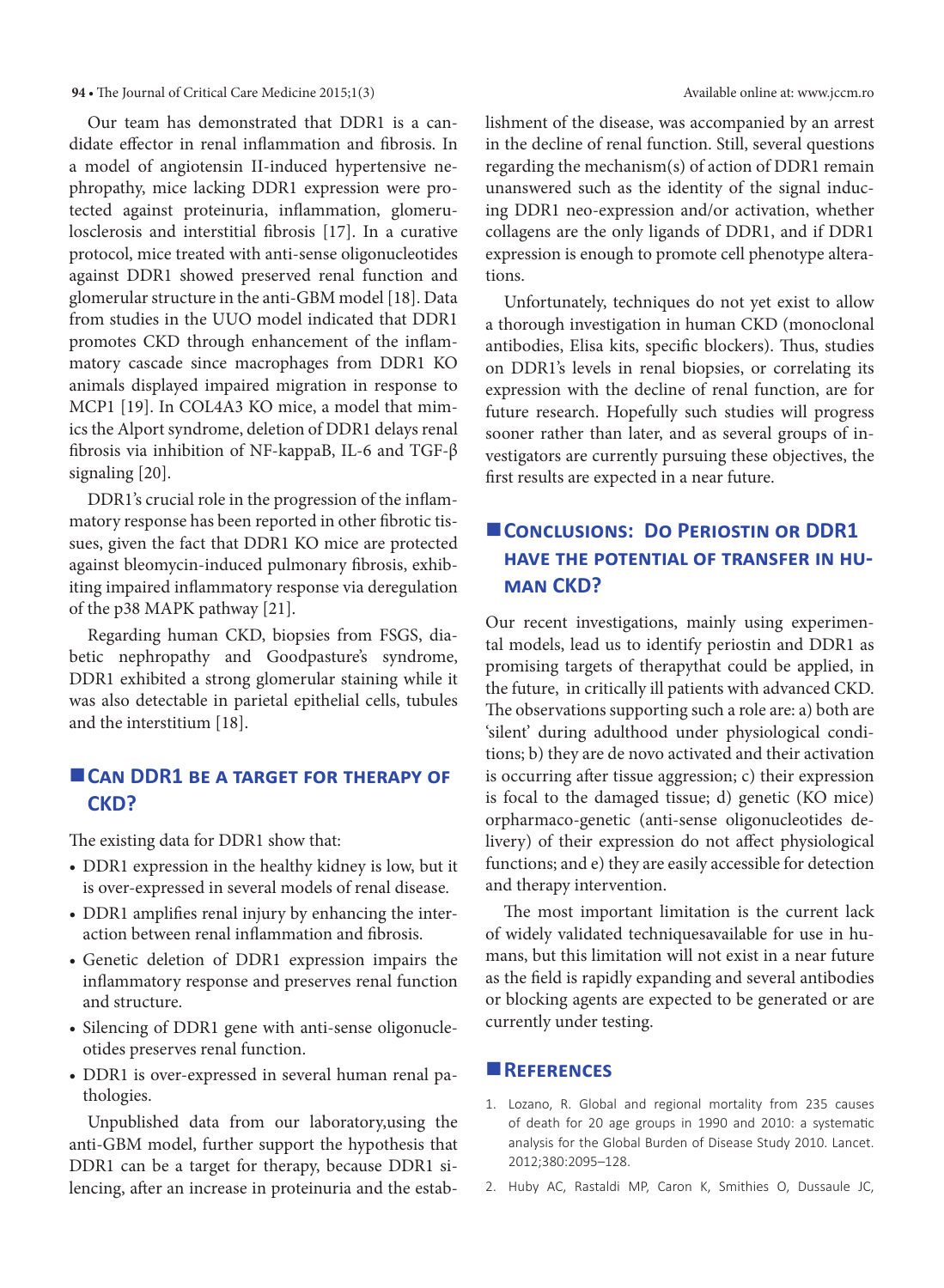Our team has demonstrated that DDR1 is a candidate effector in renal inflammation and fibrosis. In a model of angiotensin II-induced hypertensive nephropathy, mice lacking DDR1 expression were protected against proteinuria, inflammation, glomerulosclerosis and interstitial fibrosis [17]. In a curative protocol, mice treated with anti-sense oligonucleotides against DDR1 showed preserved renal function and glomerular structure in the anti-GBM model [18]. Data from studies in the UUO model indicated that DDR1 promotes CKD through enhancement of the inflammatory cascade since macrophages from DDR1 KO animals displayed impaired migration in response to MCP1 [19]. In COL4A3 KO mice, a model that mimics the Alport syndrome, deletion of DDR1 delays renal fibrosis via inhibition of NF-kappaB, IL-6 and TGF-β signaling [20].

DDR1's crucial role in the progression of the inflammatory response has been reported in other fibrotic tissues, given the fact that DDR1 KO mice are protected against bleomycin-induced pulmonary fibrosis, exhibiting impaired inflammatory response via deregulation of the p38 MAPK pathway [21].

Regarding human CKD, biopsies from FSGS, diabetic nephropathy and Goodpasture's syndrome, DDR1 exhibited a strong glomerular staining while it was also detectable in parietal epithelial cells, tubules and the interstitium [18].

## Can DDR1 be a target for therapy of CKD?

The existing data for DDR1 show that:

- DDR1 expression in the healthy kidney is low, but it is over-expressed in several models of renal disease.
- DDR1 amplifies renal injury by enhancing the interaction between renal inflammation and fibrosis.
- Genetic deletion of DDR1 expression impairs the inflammatory response and preserves renal function and structure.
- Silencing of DDR1 gene with anti-sense oligonucleotides preserves renal function.
- DDR1 is over-expressed in several human renal pathologies.

Unpublished data from our laboratory,using the anti-GBM model, further support the hypothesis that DDR1 can be a target for therapy, because DDR1 silencing, after an increase in proteinuria and the establishment of the disease, was accompanied by an arrest in the decline of renal function. Still, several questions regarding the mechanism(s) of action of DDR1 remain unanswered such as the identity of the signal inducing DDR1 neo-expression and/or activation, whether collagens are the only ligands of DDR1, and if DDR1 expression is enough to promote cell phenotype alterations.

Unfortunately, techniques do not yet exist to allow a thorough investigation in human CKD (monoclonal antibodies, Elisa kits, specific blockers). Thus, studies on DDR1's levels in renal biopsies, or correlating its expression with the decline of renal function, are for future research. Hopefully such studies will progress sooner rather than later, and as several groups of investigators are currently pursuing these objectives, the first results are expected in a near future.

## Conclusions: Do Periostin or DDR1 have the potential of transfer in human CKD?

Our recent investigations, mainly using experimental models, lead us to identify periostin and DDR1 as promising targets of therapythat could be applied, in the future, in critically ill patients with advanced CKD. The observations supporting such a role are: a) both are 'silent' during adulthood under physiological conditions; b) they are de novo activated and their activation is occurring after tissue aggression; c) their expression is focal to the damaged tissue; d) genetic (KO mice) orpharmaco-genetic (anti-sense oligonucleotides delivery) of their expression do not affect physiological functions; and e) they are easily accessible for detection and therapy intervention.

The most important limitation is the current lack of widely validated techniquesavailable for use in humans, but this limitation will not exist in a near future as the field is rapidly expanding and several antibodies or blocking agents are expected to be generated or are currently under testing.

## References

1. Lozano, R. Global and regional mortality from 235 causes of death for 20 age groups in 1990 and 2010: a systematic analysis for the Global Burden of Disease Study 2010. Lancet. 2012;380:2095–128.
2. Huby AC, Rastaldi MP, Caron K, Smithies O, Dussaule JC,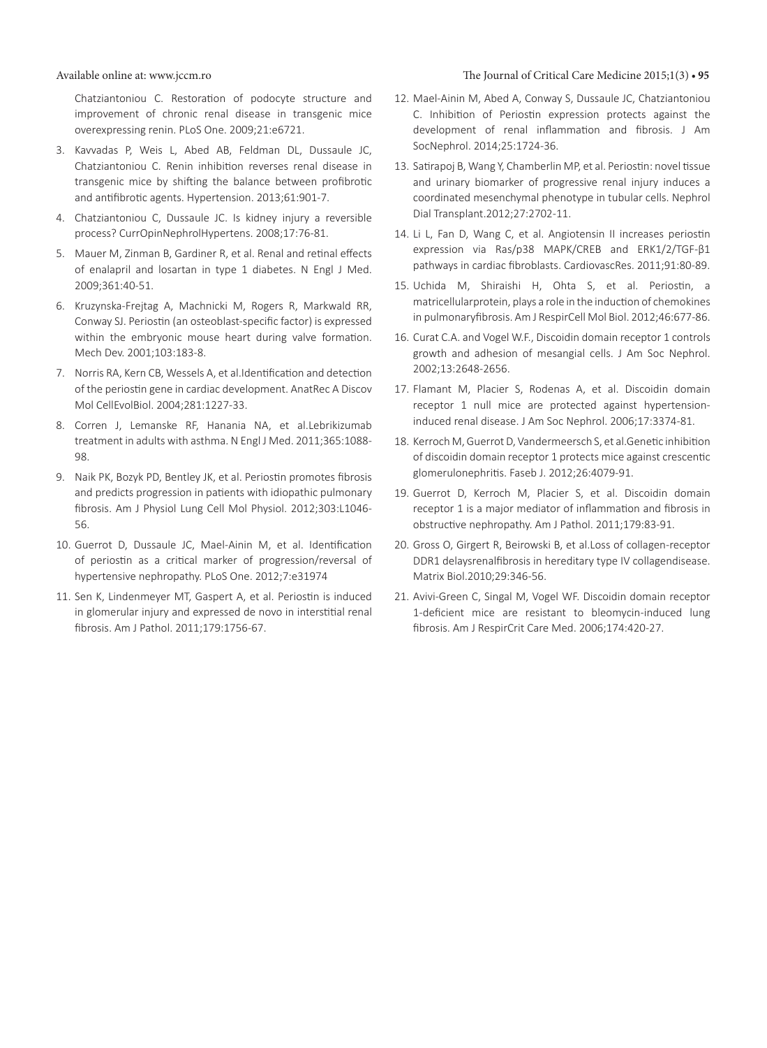Chatziantoniou C. Restoration of podocyte structure and improvement of chronic renal disease in transgenic mice overexpressing renin. PLoS One. 2009;21:e6721.

3. Kavvadas P, Weis L, Abed AB, Feldman DL, Dussaule JC, Chatziantoniou C. Renin inhibition reverses renal disease in transgenic mice by shifting the balance between profibrotic and antifibrotic agents. Hypertension. 2013;61:901-7.
4. Chatziantoniou C, Dussaule JC. Is kidney injury a reversible process? CurrOpinNephrolHypertens. 2008;17:76-81.
5. Mauer M, Zinman B, Gardiner R, et al. Renal and retinal effects of enalapril and losartan in type 1 diabetes. N Engl J Med. 2009;361:40-51.
6. Kruzynska-Frejtag A, Machnicki M, Rogers R, Markwald RR, Conway SJ. Periostin (an osteoblast-specific factor) is expressed within the embryonic mouse heart during valve formation. Mech Dev. 2001;103:183-8.
7. Norris RA, Kern CB, Wessels A, et al.Identification and detection of the periostin gene in cardiac development. AnatRec A Discov Mol CellEvolBiol. 2004;281:1227-33.
8. Corren J, Lemanske RF, Hanania NA, et al.Lebrikizumab treatment in adults with asthma. N Engl J Med. 2011;365:1088-98.
9. Naik PK, Bozyk PD, Bentley JK, et al. Periostin promotes fibrosis and predicts progression in patients with idiopathic pulmonary fibrosis. Am J Physiol Lung Cell Mol Physiol. 2012;303:L1046-56.
10. Guerrot D, Dussaule JC, Mael-Ainin M, et al. Identification of periostin as a critical marker of progression/reversal of hypertensive nephropathy. PLoS One. 2012;7:e31974
11. Sen K, Lindenmeyer MT, Gaspert A, et al. Periostin is induced in glomerular injury and expressed de novo in interstitial renal fibrosis. Am J Pathol. 2011;179:1756-67.
12. Mael-Ainin M, Abed A, Conway S, Dussaule JC, Chatziantoniou C. Inhibition of Periostin expression protects against the development of renal inflammation and fibrosis. J Am SocNephrol. 2014;25:1724-36.
13. Satirapoj B, Wang Y, Chamberlin MP, et al. Periostin: novel tissue and urinary biomarker of progressive renal injury induces a coordinated mesenchymal phenotype in tubular cells. Nephrol Dial Transplant.2012;27:2702-11.
14. Li L, Fan D, Wang C, et al. Angiotensin II increases periostin expression via Ras/p38 MAPK/CREB and ERK1/2/TGF-β1 pathways in cardiac fibroblasts. CardiovascRes. 2011;91:80-89.
15. Uchida M, Shiraishi H, Ohta S, et al. Periostin, a matricellularprotein, plays a role in the induction of chemokines in pulmonaryfibrosis. Am J RespirCell Mol Biol. 2012;46:677-86.
16. Curat C.A. and Vogel W.F., Discoidin domain receptor 1 controls growth and adhesion of mesangial cells. J Am Soc Nephrol. 2002;13:2648-2656.
17. Flamant M, Placier S, Rodenas A, et al. Discoidin domain receptor 1 null mice are protected against hypertension-induced renal disease. J Am Soc Nephrol. 2006;17:3374-81.
18. Kerroch M, Guerrot D, Vandermeersch S, et al.Genetic inhibition of discoidin domain receptor 1 protects mice against crescentic glomerulonephritis. Faseb J. 2012;26:4079-91.
19. Guerrot D, Kerroch M, Placier S, et al. Discoidin domain receptor 1 is a major mediator of inflammation and fibrosis in obstructive nephropathy. Am J Pathol. 2011;179:83-91.
20. Gross O, Girgert R, Beirowski B, et al.Loss of collagen-receptor DDR1 delaysrenalfibrosis in hereditary type IV collagendisease. Matrix Biol.2010;29:346-56.
21. Avivi-Green C, Singal M, Vogel WF. Discoidin domain receptor 1-deficient mice are resistant to bleomycin-induced lung fibrosis. Am J RespirCrit Care Med. 2006;174:420-27.